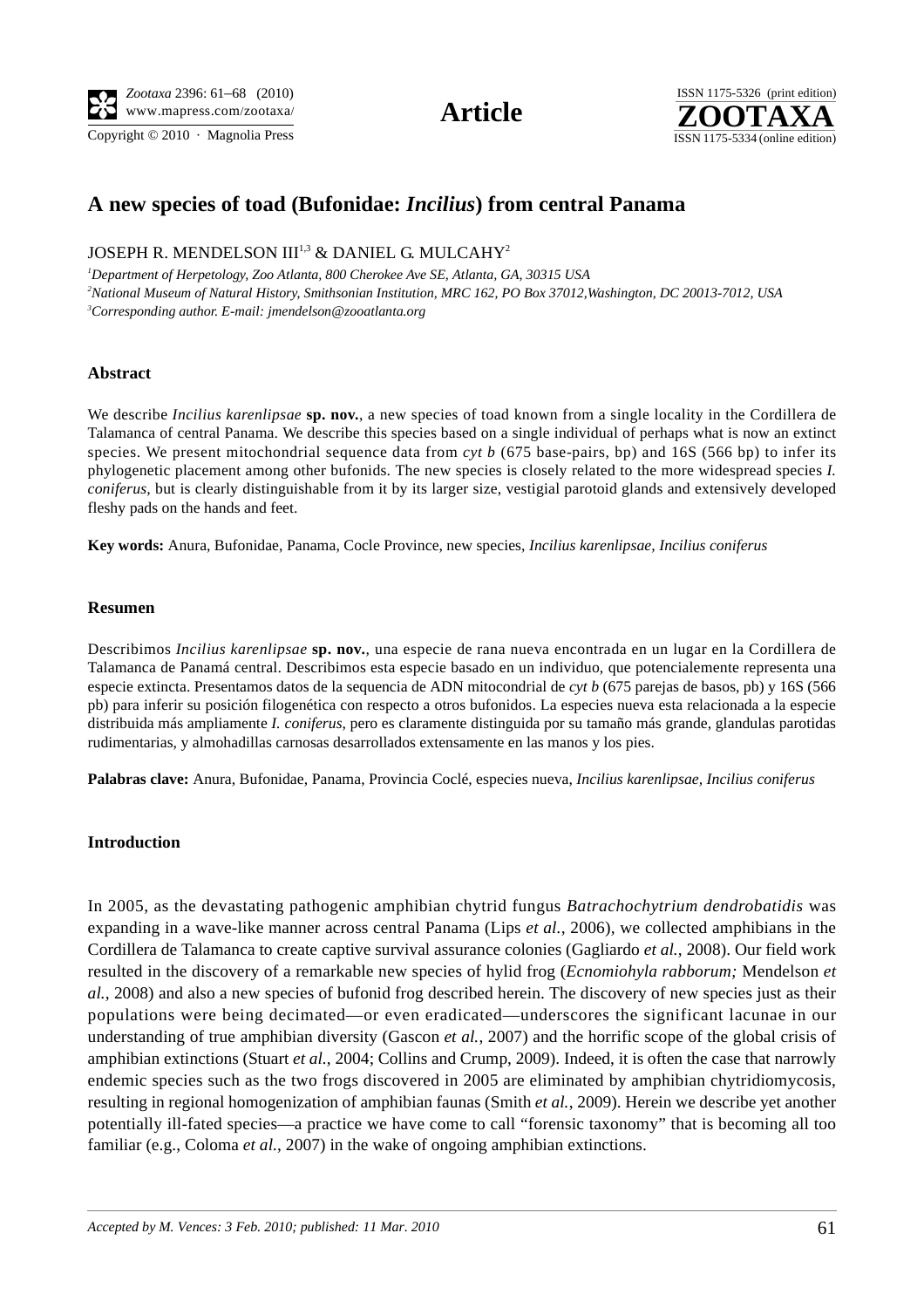**Article**

# A new species of toad (Bufonidae: *Incilius*) from central Panama

JOSEPH R. MENDELSON III[1,3] & DANIEL G. MULCAHY[2]

[1]*Department of Herpetology, Zoo Atlanta, 800 Cherokee Ave SE, Atlanta, GA, 30315 USA*
[2]*National Museum of Natural History, Smithsonian Institution, MRC 162, PO Box 37012,Washington, DC 20013-7012, USA*
[3]*Corresponding author. E-mail: jmendelson@zooatlanta.org*

### Abstract

We describe *Incilius karenlipsae* **sp. nov.**, a new species of toad known from a single locality in the Cordillera de Talamanca of central Panama. We describe this species based on a single individual of perhaps what is now an extinct species. We present mitochondrial sequence data from *cyt b* (675 base-pairs, bp) and 16S (566 bp) to infer its phylogenetic placement among other bufonids. The new species is closely related to the more widespread species *I. coniferus,* but is clearly distinguishable from it by its larger size, vestigial parotoid glands and extensively developed fleshy pads on the hands and feet.

**Key words:** Anura, Bufonidae, Panama, Cocle Province, new species, *Incilius karenlipsae, Incilius coniferus*

### Resumen

Describimos *Incilius karenlipsae* **sp. nov.**, una especie de rana nueva encontrada en un lugar en la Cordillera de Talamanca de Panamá central. Describimos esta especie basado en un individuo, que potencialemente representa una especie extincta. Presentamos datos de la sequencia de ADN mitocondrial de *cyt b* (675 parejas de basos, pb) y 16S (566 pb) para inferir su posición filogenética con respecto a otros bufonidos. La especies nueva esta relacionada a la especie distribuida más ampliamente *I. coniferus*, pero es claramente distinguida por su tamaño más grande, glandulas parotidas rudimentarias, y almohadillas carnosas desarrollados extensamente en las manos y los pies.

**Palabras clave:** Anura, Bufonidae, Panama, Provincia Coclé, especies nueva, *Incilius karenlipsae, Incilius coniferus*

### Introduction

In 2005, as the devastating pathogenic amphibian chytrid fungus *Batrachochytrium dendrobatidis* was expanding in a wave-like manner across central Panama (Lips *et al.*, 2006), we collected amphibians in the Cordillera de Talamanca to create captive survival assurance colonies (Gagliardo *et al.*, 2008). Our field work resulted in the discovery of a remarkable new species of hylid frog (*Ecnomiohyla rabborum;* Mendelson *et al.*, 2008) and also a new species of bufonid frog described herein. The discovery of new species just as their populations were being decimated—or even eradicated—underscores the significant lacunae in our understanding of true amphibian diversity (Gascon *et al.*, 2007) and the horrific scope of the global crisis of amphibian extinctions (Stuart *et al.*, 2004; Collins and Crump, 2009). Indeed, it is often the case that narrowly endemic species such as the two frogs discovered in 2005 are eliminated by amphibian chytridiomycosis, resulting in regional homogenization of amphibian faunas (Smith *et al.*, 2009). Herein we describe yet another potentially ill-fated species—a practice we have come to call "forensic taxonomy" that is becoming all too familiar (e.g., Coloma *et al.*, 2007) in the wake of ongoing amphibian extinctions.

*Accepted by M. Vences: 3 Feb. 2010; published: 11 Mar. 2010*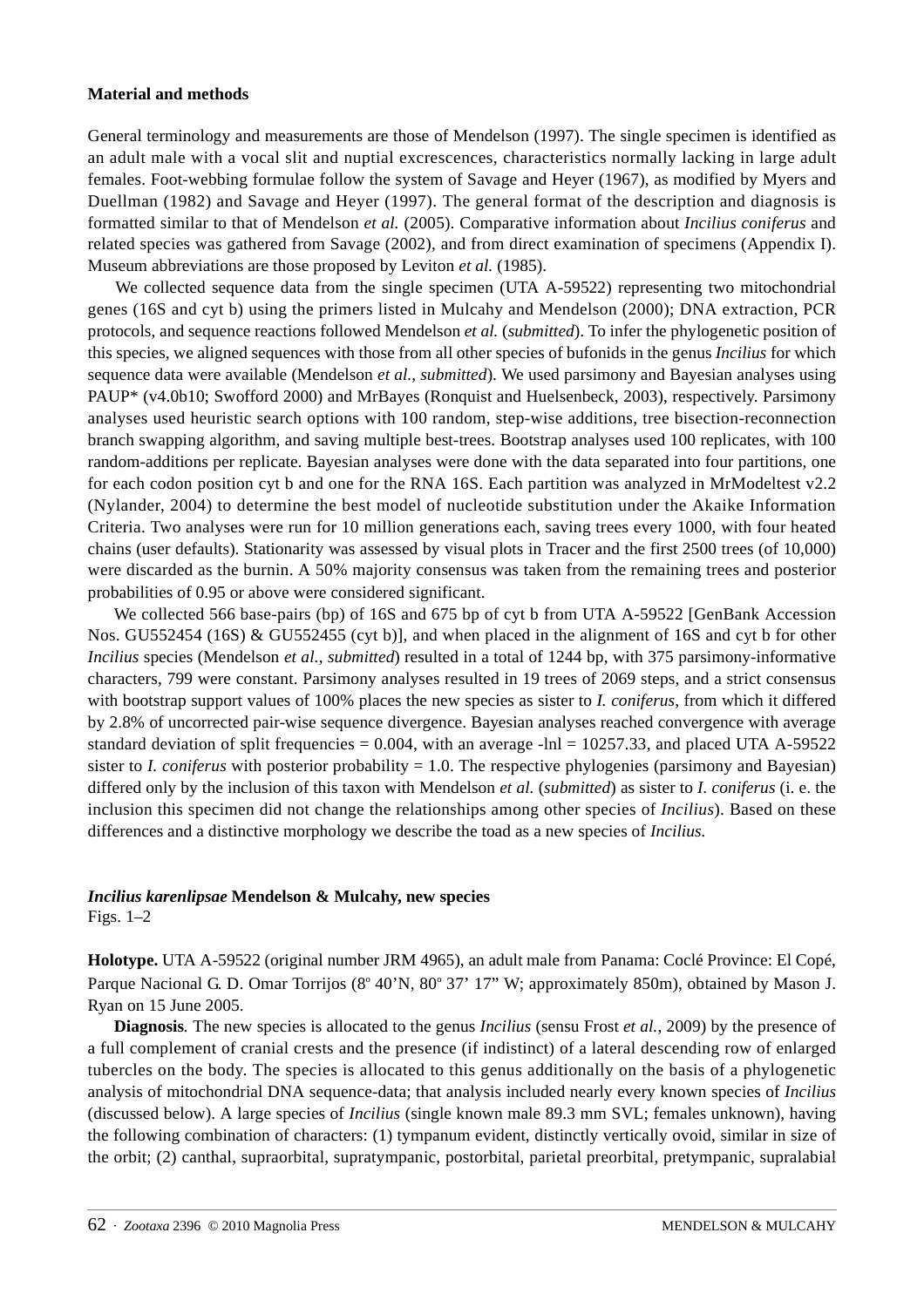## Material and methods

General terminology and measurements are those of Mendelson (1997). The single specimen is identified as an adult male with a vocal slit and nuptial excrescences, characteristics normally lacking in large adult females. Foot-webbing formulae follow the system of Savage and Heyer (1967), as modified by Myers and Duellman (1982) and Savage and Heyer (1997). The general format of the description and diagnosis is formatted similar to that of Mendelson *et al.* (2005). Comparative information about *Incilius coniferus* and related species was gathered from Savage (2002), and from direct examination of specimens (Appendix I). Museum abbreviations are those proposed by Leviton *et al.* (1985).

We collected sequence data from the single specimen (UTA A-59522) representing two mitochondrial genes (16S and cyt b) using the primers listed in Mulcahy and Mendelson (2000); DNA extraction, PCR protocols, and sequence reactions followed Mendelson *et al.* (*submitted*). To infer the phylogenetic position of this species, we aligned sequences with those from all other species of bufonids in the genus *Incilius* for which sequence data were available (Mendelson *et al.*, *submitted*). We used parsimony and Bayesian analyses using PAUP* (v4.0b10; Swofford 2000) and MrBayes (Ronquist and Huelsenbeck, 2003), respectively. Parsimony analyses used heuristic search options with 100 random, step-wise additions, tree bisection-reconnection branch swapping algorithm, and saving multiple best-trees. Bootstrap analyses used 100 replicates, with 100 random-additions per replicate. Bayesian analyses were done with the data separated into four partitions, one for each codon position cyt b and one for the RNA 16S. Each partition was analyzed in MrModeltest v2.2 (Nylander, 2004) to determine the best model of nucleotide substitution under the Akaike Information Criteria. Two analyses were run for 10 million generations each, saving trees every 1000, with four heated chains (user defaults). Stationarity was assessed by visual plots in Tracer and the first 2500 trees (of 10,000) were discarded as the burnin. A 50% majority consensus was taken from the remaining trees and posterior probabilities of 0.95 or above were considered significant.

We collected 566 base-pairs (bp) of 16S and 675 bp of cyt b from UTA A-59522 [GenBank Accession Nos. GU552454 (16S) & GU552455 (cyt b)], and when placed in the alignment of 16S and cyt b for other *Incilius* species (Mendelson *et al.*, *submitted*) resulted in a total of 1244 bp, with 375 parsimony-informative characters, 799 were constant. Parsimony analyses resulted in 19 trees of 2069 steps, and a strict consensus with bootstrap support values of 100% places the new species as sister to *I. coniferus*, from which it differed by 2.8% of uncorrected pair-wise sequence divergence. Bayesian analyses reached convergence with average standard deviation of split frequencies = 0.004, with an average -lnl = 10257.33, and placed UTA A-59522 sister to *I. coniferus* with posterior probability = 1.0. The respective phylogenies (parsimony and Bayesian) differed only by the inclusion of this taxon with Mendelson *et al.* (*submitted*) as sister to *I. coniferus* (i. e. the inclusion this specimen did not change the relationships among other species of *Incilius*). Based on these differences and a distinctive morphology we describe the toad as a new species of *Incilius*.

## *Incilius karenlipsae* Mendelson & Mulcahy, new species

Figs. 1–2

**Holotype.** UTA A-59522 (original number JRM 4965), an adult male from Panama: Coclé Province: El Copé, Parque Nacional G. D. Omar Torrijos (8º 40'N, 80º 37' 17" W; approximately 850m), obtained by Mason J. Ryan on 15 June 2005.

**Diagnosis***.* The new species is allocated to the genus *Incilius* (sensu Frost *et al.*, 2009) by the presence of a full complement of cranial crests and the presence (if indistinct) of a lateral descending row of enlarged tubercles on the body. The species is allocated to this genus additionally on the basis of a phylogenetic analysis of mitochondrial DNA sequence-data; that analysis included nearly every known species of *Incilius* (discussed below). A large species of *Incilius* (single known male 89.3 mm SVL; females unknown), having the following combination of characters: (1) tympanum evident, distinctly vertically ovoid, similar in size of the orbit; (2) canthal, supraorbital, supratympanic, postorbital, parietal preorbital, pretympanic, supralabial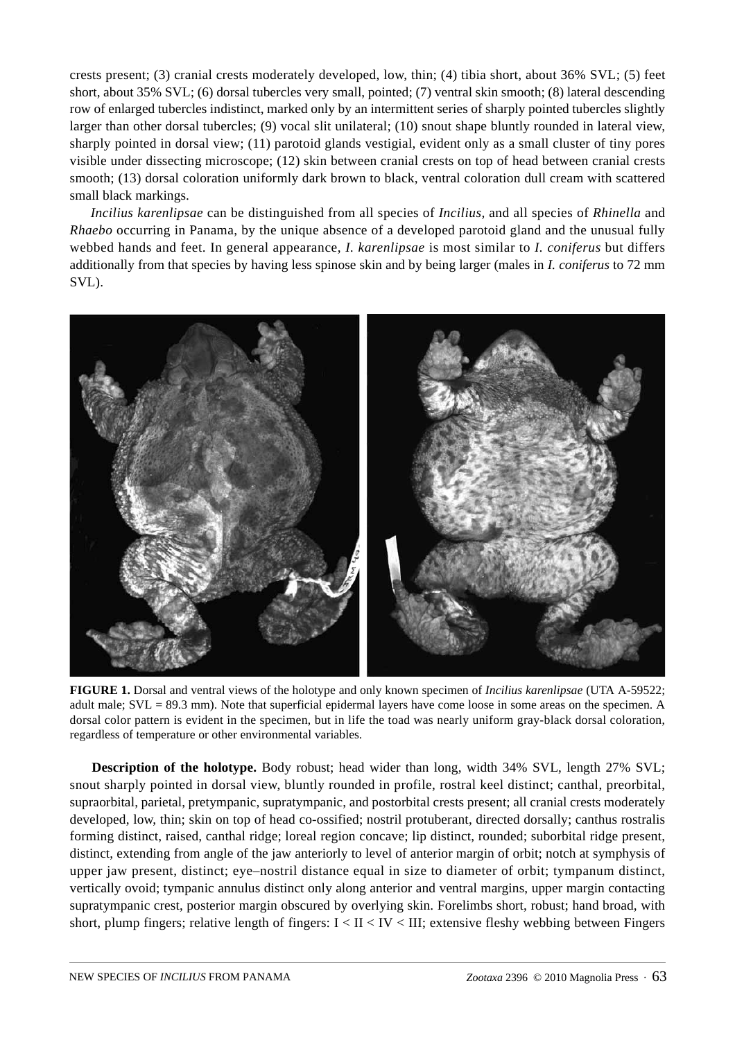crests present; (3) cranial crests moderately developed, low, thin; (4) tibia short, about 36% SVL; (5) feet short, about 35% SVL; (6) dorsal tubercles very small, pointed; (7) ventral skin smooth; (8) lateral descending row of enlarged tubercles indistinct, marked only by an intermittent series of sharply pointed tubercles slightly larger than other dorsal tubercles; (9) vocal slit unilateral; (10) snout shape bluntly rounded in lateral view, sharply pointed in dorsal view; (11) parotoid glands vestigial, evident only as a small cluster of tiny pores visible under dissecting microscope; (12) skin between cranial crests on top of head between cranial crests smooth; (13) dorsal coloration uniformly dark brown to black, ventral coloration dull cream with scattered small black markings.

*Incilius karenlipsae* can be distinguished from all species of *Incilius,* and all species of *Rhinella* and *Rhaebo* occurring in Panama, by the unique absence of a developed parotoid gland and the unusual fully webbed hands and feet. In general appearance, *I. karenlipsae* is most similar to *I. coniferus* but differs additionally from that species by having less spinose skin and by being larger (males in *I. coniferus* to 72 mm SVL).

**FIGURE 1.** Dorsal and ventral views of the holotype and only known specimen of *Incilius karenlipsae* (UTA A-59522; adult male; SVL = 89.3 mm). Note that superficial epidermal layers have come loose in some areas on the specimen. A dorsal color pattern is evident in the specimen, but in life the toad was nearly uniform gray-black dorsal coloration, regardless of temperature or other environmental variables.

**Description of the holotype.** Body robust; head wider than long, width 34% SVL, length 27% SVL; snout sharply pointed in dorsal view, bluntly rounded in profile, rostral keel distinct; canthal, preorbital, supraorbital, parietal, pretympanic, supratympanic, and postorbital crests present; all cranial crests moderately developed, low, thin; skin on top of head co-ossified; nostril protuberant, directed dorsally; canthus rostralis forming distinct, raised, canthal ridge; loreal region concave; lip distinct, rounded; suborbital ridge present, distinct, extending from angle of the jaw anteriorly to level of anterior margin of orbit; notch at symphysis of upper jaw present, distinct; eye–nostril distance equal in size to diameter of orbit; tympanum distinct, vertically ovoid; tympanic annulus distinct only along anterior and ventral margins, upper margin contacting supratympanic crest, posterior margin obscured by overlying skin. Forelimbs short, robust; hand broad, with short, plump fingers; relative length of fingers: I < II < IV < III; extensive fleshy webbing between Fingers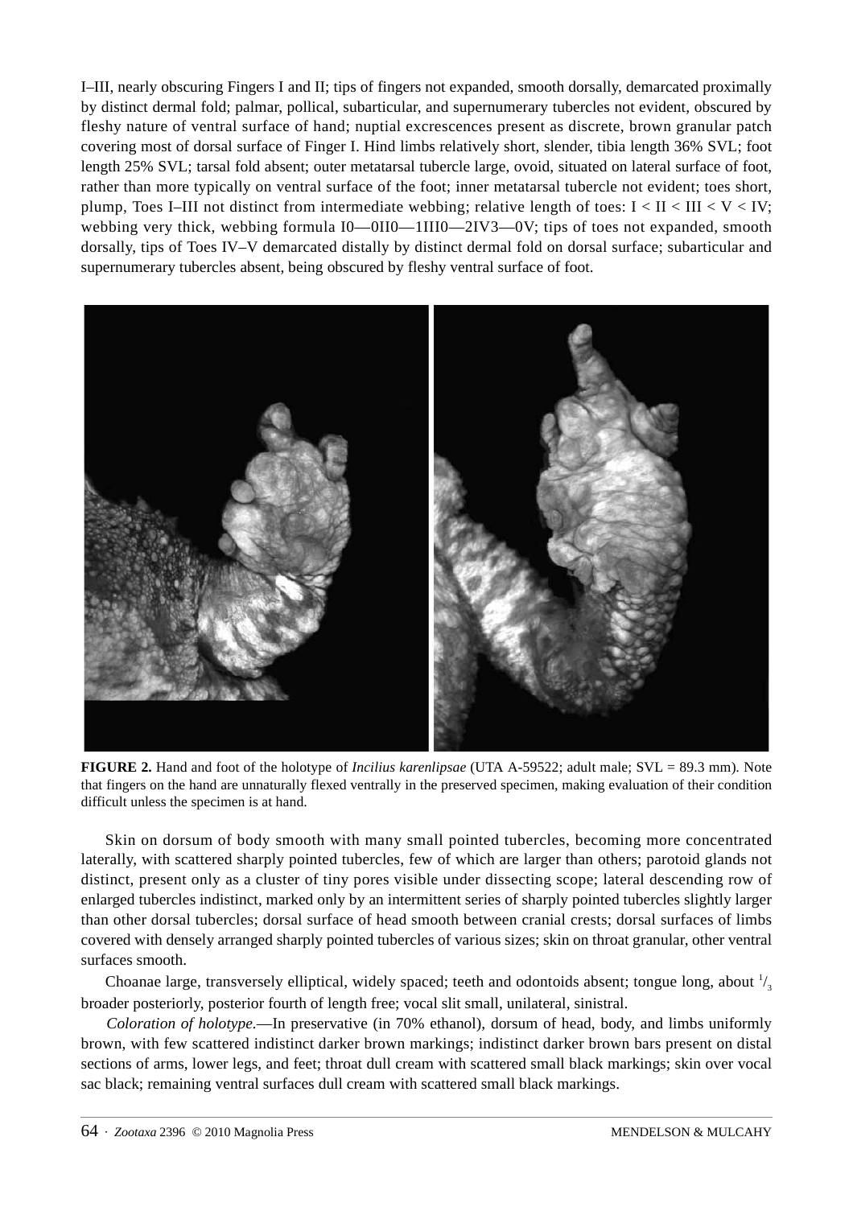I–III, nearly obscuring Fingers I and II; tips of fingers not expanded, smooth dorsally, demarcated proximally by distinct dermal fold; palmar, pollical, subarticular, and supernumerary tubercles not evident, obscured by fleshy nature of ventral surface of hand; nuptial excrescences present as discrete, brown granular patch covering most of dorsal surface of Finger I. Hind limbs relatively short, slender, tibia length 36% SVL; foot length 25% SVL; tarsal fold absent; outer metatarsal tubercle large, ovoid, situated on lateral surface of foot, rather than more typically on ventral surface of the foot; inner metatarsal tubercle not evident; toes short, plump, Toes I–III not distinct from intermediate webbing; relative length of toes: I < II < III < V < IV; webbing very thick, webbing formula I0—0II0—1III0—2IV3—0V; tips of toes not expanded, smooth dorsally, tips of Toes IV–V demarcated distally by distinct dermal fold on dorsal surface; subarticular and supernumerary tubercles absent, being obscured by fleshy ventral surface of foot.

**FIGURE 2.** Hand and foot of the holotype of *Incilius karenlipsae* (UTA A-59522; adult male; SVL = 89.3 mm). Note that fingers on the hand are unnaturally flexed ventrally in the preserved specimen, making evaluation of their condition difficult unless the specimen is at hand.

Skin on dorsum of body smooth with many small pointed tubercles, becoming more concentrated laterally, with scattered sharply pointed tubercles, few of which are larger than others; parotoid glands not distinct, present only as a cluster of tiny pores visible under dissecting scope; lateral descending row of enlarged tubercles indistinct, marked only by an intermittent series of sharply pointed tubercles slightly larger than other dorsal tubercles; dorsal surface of head smooth between cranial crests; dorsal surfaces of limbs covered with densely arranged sharply pointed tubercles of various sizes; skin on throat granular, other ventral surfaces smooth.

Choanae large, transversely elliptical, widely spaced; teeth and odontoids absent; tongue long, about $^{1}/_{3}$ broader posteriorly, posterior fourth of length free; vocal slit small, unilateral, sinistral.

*Coloration of holotype.*—In preservative (in 70% ethanol), dorsum of head, body, and limbs uniformly brown, with few scattered indistinct darker brown markings; indistinct darker brown bars present on distal sections of arms, lower legs, and feet; throat dull cream with scattered small black markings; skin over vocal sac black; remaining ventral surfaces dull cream with scattered small black markings.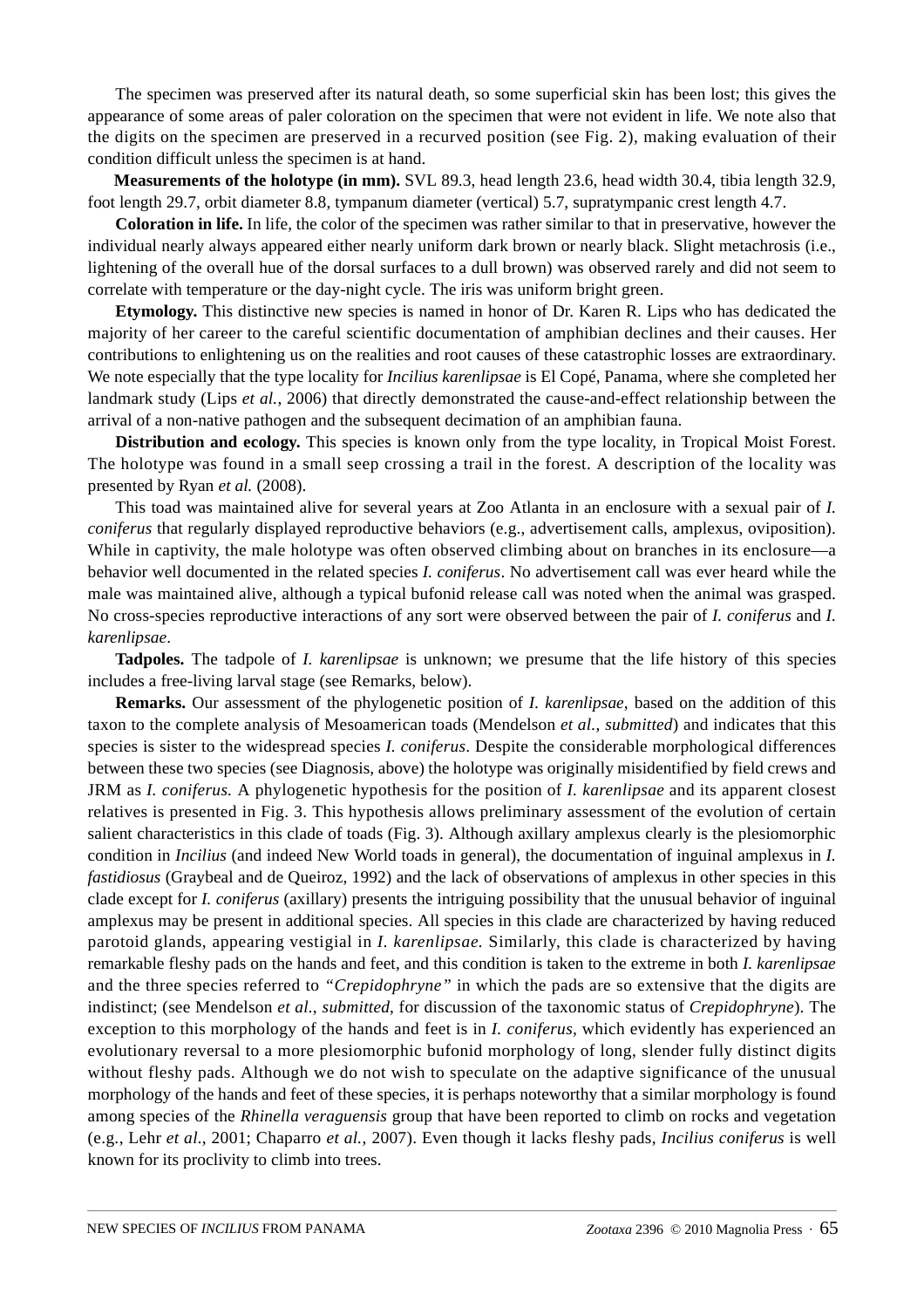The specimen was preserved after its natural death, so some superficial skin has been lost; this gives the appearance of some areas of paler coloration on the specimen that were not evident in life. We note also that the digits on the specimen are preserved in a recurved position (see Fig. 2), making evaluation of their condition difficult unless the specimen is at hand.

**Measurements of the holotype (in mm).** SVL 89.3, head length 23.6, head width 30.4, tibia length 32.9, foot length 29.7, orbit diameter 8.8, tympanum diameter (vertical) 5.7, supratympanic crest length 4.7.

**Coloration in life.** In life, the color of the specimen was rather similar to that in preservative, however the individual nearly always appeared either nearly uniform dark brown or nearly black. Slight metachrosis (i.e., lightening of the overall hue of the dorsal surfaces to a dull brown) was observed rarely and did not seem to correlate with temperature or the day-night cycle. The iris was uniform bright green.

**Etymology.** This distinctive new species is named in honor of Dr. Karen R. Lips who has dedicated the majority of her career to the careful scientific documentation of amphibian declines and their causes. Her contributions to enlightening us on the realities and root causes of these catastrophic losses are extraordinary. We note especially that the type locality for *Incilius karenlipsae* is El Copé, Panama, where she completed her landmark study (Lips *et al.*, 2006) that directly demonstrated the cause-and-effect relationship between the arrival of a non-native pathogen and the subsequent decimation of an amphibian fauna.

**Distribution and ecology.** This species is known only from the type locality, in Tropical Moist Forest. The holotype was found in a small seep crossing a trail in the forest. A description of the locality was presented by Ryan *et al.* (2008).

This toad was maintained alive for several years at Zoo Atlanta in an enclosure with a sexual pair of *I. coniferus* that regularly displayed reproductive behaviors (e.g., advertisement calls, amplexus, oviposition). While in captivity, the male holotype was often observed climbing about on branches in its enclosure—a behavior well documented in the related species *I. coniferus*. No advertisement call was ever heard while the male was maintained alive, although a typical bufonid release call was noted when the animal was grasped. No cross-species reproductive interactions of any sort were observed between the pair of *I. coniferus* and *I. karenlipsae*.

**Tadpoles.** The tadpole of *I. karenlipsae* is unknown; we presume that the life history of this species includes a free-living larval stage (see Remarks, below).

**Remarks.** Our assessment of the phylogenetic position of *I. karenlipsae*, based on the addition of this taxon to the complete analysis of Mesoamerican toads (Mendelson *et al.*, *submitted*) and indicates that this species is sister to the widespread species *I. coniferus*. Despite the considerable morphological differences between these two species (see Diagnosis, above) the holotype was originally misidentified by field crews and JRM as *I. coniferus.* A phylogenetic hypothesis for the position of *I. karenlipsae* and its apparent closest relatives is presented in Fig. 3. This hypothesis allows preliminary assessment of the evolution of certain salient characteristics in this clade of toads (Fig. 3). Although axillary amplexus clearly is the plesiomorphic condition in *Incilius* (and indeed New World toads in general), the documentation of inguinal amplexus in *I. fastidiosus* (Graybeal and de Queiroz, 1992) and the lack of observations of amplexus in other species in this clade except for *I. coniferus* (axillary) presents the intriguing possibility that the unusual behavior of inguinal amplexus may be present in additional species. All species in this clade are characterized by having reduced parotoid glands, appearing vestigial in *I. karenlipsae.* Similarly, this clade is characterized by having remarkable fleshy pads on the hands and feet, and this condition is taken to the extreme in both *I. karenlipsae* and the three species referred to *"Crepidophryne"* in which the pads are so extensive that the digits are indistinct; (see Mendelson *et al.*, *submitted*, for discussion of the taxonomic status of *Crepidophryne*). The exception to this morphology of the hands and feet is in *I. coniferus,* which evidently has experienced an evolutionary reversal to a more plesiomorphic bufonid morphology of long, slender fully distinct digits without fleshy pads. Although we do not wish to speculate on the adaptive significance of the unusual morphology of the hands and feet of these species, it is perhaps noteworthy that a similar morphology is found among species of the *Rhinella veraguensis* group that have been reported to climb on rocks and vegetation (e.g., Lehr *et al.*, 2001; Chaparro *et al.*, 2007). Even though it lacks fleshy pads, *Incilius coniferus* is well known for its proclivity to climb into trees.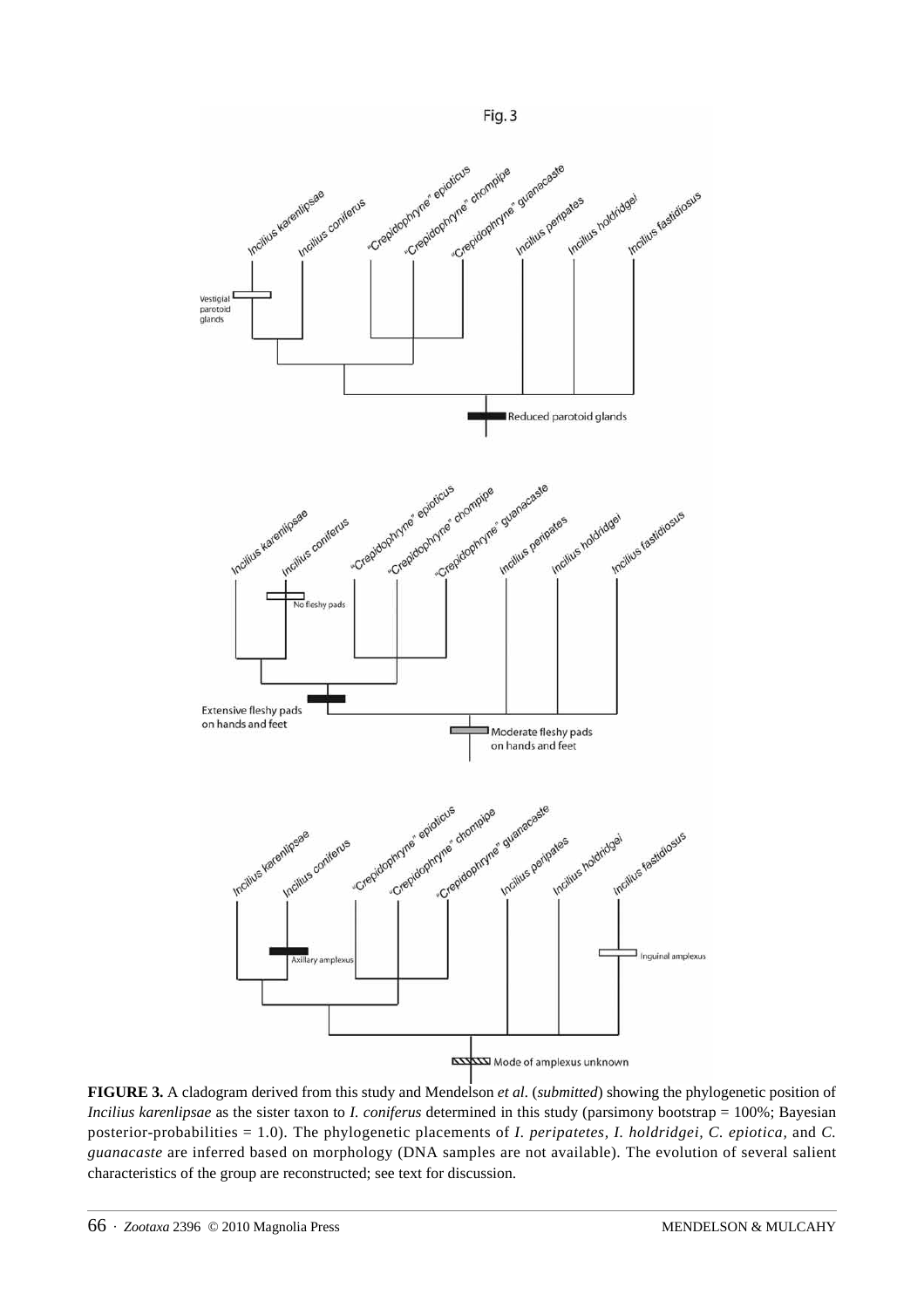**FIGURE 3.** A cladogram derived from this study and Mendelson *et al.* (*submitted*) showing the phylogenetic position of *Incilius karenlipsae* as the sister taxon to *I. coniferus* determined in this study (parsimony bootstrap = 100%; Bayesian posterior-probabilities = 1.0). The phylogenetic placements of *I. peripatetes, I. holdridgei, C. epiotica,* and *C. guanacaste* are inferred based on morphology (DNA samples are not available). The evolution of several salient characteristics of the group are reconstructed; see text for discussion.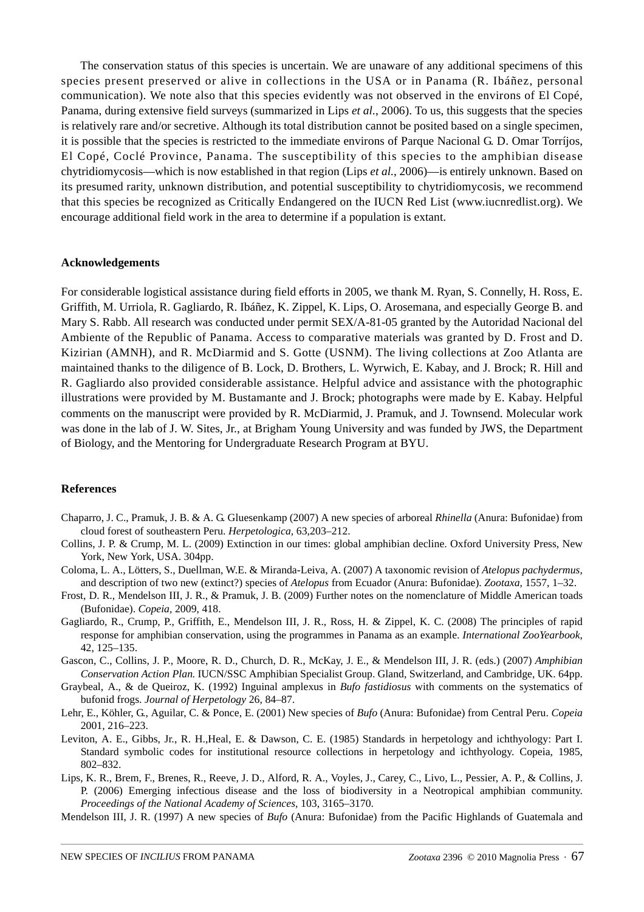The conservation status of this species is uncertain. We are unaware of any additional specimens of this species present preserved or alive in collections in the USA or in Panama (R. Ibáñez, personal communication). We note also that this species evidently was not observed in the environs of El Copé, Panama, during extensive field surveys (summarized in Lips *et al*., 2006). To us, this suggests that the species is relatively rare and/or secretive. Although its total distribution cannot be posited based on a single specimen, it is possible that the species is restricted to the immediate environs of Parque Nacional G. D. Omar Torríjos, El Copé, Coclé Province, Panama. The susceptibility of this species to the amphibian disease chytridiomycosis—which is now established in that region (Lips *et al.*, 2006)—is entirely unknown. Based on its presumed rarity, unknown distribution, and potential susceptibility to chytridiomycosis, we recommend that this species be recognized as Critically Endangered on the IUCN Red List (www.iucnredlist.org). We encourage additional field work in the area to determine if a population is extant.

## Acknowledgements

For considerable logistical assistance during field efforts in 2005, we thank M. Ryan, S. Connelly, H. Ross, E. Griffith, M. Urriola, R. Gagliardo, R. Ibáñez, K. Zippel, K. Lips, O. Arosemana, and especially George B. and Mary S. Rabb. All research was conducted under permit SEX/A-81-05 granted by the Autoridad Nacional del Ambiente of the Republic of Panama. Access to comparative materials was granted by D. Frost and D. Kizirian (AMNH), and R. McDiarmid and S. Gotte (USNM). The living collections at Zoo Atlanta are maintained thanks to the diligence of B. Lock, D. Brothers, L. Wyrwich, E. Kabay, and J. Brock; R. Hill and R. Gagliardo also provided considerable assistance. Helpful advice and assistance with the photographic illustrations were provided by M. Bustamante and J. Brock; photographs were made by E. Kabay. Helpful comments on the manuscript were provided by R. McDiarmid, J. Pramuk, and J. Townsend. Molecular work was done in the lab of J. W. Sites, Jr., at Brigham Young University and was funded by JWS, the Department of Biology, and the Mentoring for Undergraduate Research Program at BYU.

## References

Chaparro, J. C., Pramuk, J. B. & A. G. Gluesenkamp (2007) A new species of arboreal *Rhinella* (Anura: Bufonidae) from cloud forest of southeastern Peru. *Herpetologica*, 63,203–212.

Collins, J. P. & Crump, M. L. (2009) Extinction in our times: global amphibian decline. Oxford University Press, New York, New York, USA. 304pp.

Coloma, L. A., Lötters, S., Duellman, W.E. & Miranda-Leiva, A. (2007) A taxonomic revision of *Atelopus pachydermus*, and description of two new (extinct?) species of *Atelopus* from Ecuador (Anura: Bufonidae). *Zootaxa*, 1557, 1–32.

Frost, D. R., Mendelson III, J. R., & Pramuk, J. B. (2009) Further notes on the nomenclature of Middle American toads (Bufonidae). *Copeia*, 2009, 418.

Gagliardo, R., Crump, P., Griffith, E., Mendelson III, J. R., Ross, H. & Zippel, K. C. (2008) The principles of rapid response for amphibian conservation, using the programmes in Panama as an example. *International ZooYearbook*, 42, 125–135.

Gascon, C., Collins, J. P., Moore, R. D., Church, D. R., McKay, J. E., & Mendelson III, J. R. (eds.) (2007) *Amphibian Conservation Action Plan.* IUCN/SSC Amphibian Specialist Group. Gland, Switzerland, and Cambridge, UK. 64pp.

Graybeal, A., & de Queiroz, K. (1992) Inguinal amplexus in *Bufo fastidiosus* with comments on the systematics of bufonid frogs. *Journal of Herpetology* 26, 84–87.

Lehr, E., Köhler, G., Aguilar, C. & Ponce, E. (2001) New species of *Bufo* (Anura: Bufonidae) from Central Peru. *Copeia* 2001, 216–223.

Leviton, A. E., Gibbs, Jr., R. H.,Heal, E. & Dawson, C. E. (1985) Standards in herpetology and ichthyology: Part I. Standard symbolic codes for institutional resource collections in herpetology and ichthyology. Copeia, 1985, 802–832.

Lips, K. R., Brem, F., Brenes, R., Reeve, J. D., Alford, R. A., Voyles, J., Carey, C., Livo, L., Pessier, A. P., & Collins, J. P. (2006) Emerging infectious disease and the loss of biodiversity in a Neotropical amphibian community. *Proceedings of the National Academy of Sciences*, 103, 3165–3170.

Mendelson III, J. R. (1997) A new species of *Bufo* (Anura: Bufonidae) from the Pacific Highlands of Guatemala and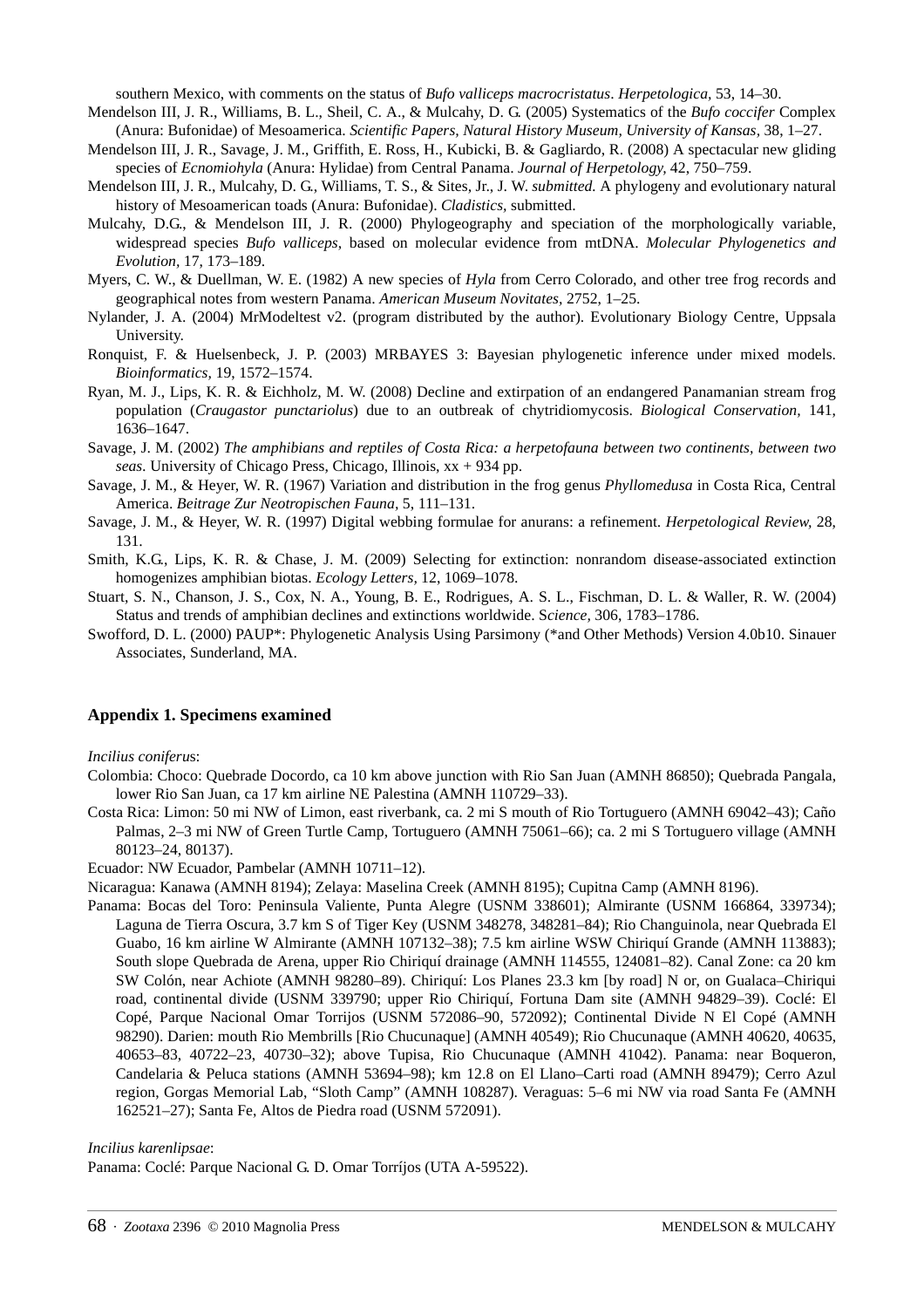southern Mexico, with comments on the status of *Bufo valliceps macrocristatus*. *Herpetologica*, 53, 14–30.

Mendelson III, J. R., Williams, B. L., Sheil, C. A., & Mulcahy, D. G. (2005) Systematics of the *Bufo coccifer* Complex (Anura: Bufonidae) of Mesoamerica. *Scientific Papers, Natural History Museum, University of Kansas*, 38, 1–27.

Mendelson III, J. R., Savage, J. M., Griffith, E. Ross, H., Kubicki, B. & Gagliardo, R. (2008) A spectacular new gliding species of *Ecnomiohyla* (Anura: Hylidae) from Central Panama. *Journal of Herpetology*, 42, 750–759.

Mendelson III, J. R., Mulcahy, D. G., Williams, T. S., & Sites, Jr., J. W. *submitted*. A phylogeny and evolutionary natural history of Mesoamerican toads (Anura: Bufonidae). *Cladistics*, submitted.

Mulcahy, D.G., & Mendelson III, J. R. (2000) Phylogeography and speciation of the morphologically variable, widespread species *Bufo valliceps*, based on molecular evidence from mtDNA. *Molecular Phylogenetics and Evolution*, 17, 173–189.

Myers, C. W., & Duellman, W. E. (1982) A new species of *Hyla* from Cerro Colorado, and other tree frog records and geographical notes from western Panama. *American Museum Novitates*, 2752, 1–25.

Nylander, J. A. (2004) MrModeltest v2. (program distributed by the author). Evolutionary Biology Centre, Uppsala University.

Ronquist, F. & Huelsenbeck, J. P. (2003) MRBAYES 3: Bayesian phylogenetic inference under mixed models. *Bioinformatics*, 19, 1572–1574.

Ryan, M. J., Lips, K. R. & Eichholz, M. W. (2008) Decline and extirpation of an endangered Panamanian stream frog population (*Craugastor punctariolus*) due to an outbreak of chytridiomycosis. *Biological Conservation*, 141, 1636–1647.

Savage, J. M. (2002) *The amphibians and reptiles of Costa Rica: a herpetofauna between two continents, between two seas*. University of Chicago Press, Chicago, Illinois, xx + 934 pp.

Savage, J. M., & Heyer, W. R. (1967) Variation and distribution in the frog genus *Phyllomedusa* in Costa Rica, Central America. *Beitrage Zur Neotropischen Fauna*, 5, 111–131.

Savage, J. M., & Heyer, W. R. (1997) Digital webbing formulae for anurans: a refinement. *Herpetological Review*, 28, 131.

Smith, K.G., Lips, K. R. & Chase, J. M. (2009) Selecting for extinction: nonrandom disease-associated extinction homogenizes amphibian biotas. *Ecology Letters*, 12, 1069–1078.

Stuart, S. N., Chanson, J. S., Cox, N. A., Young, B. E., Rodrigues, A. S. L., Fischman, D. L. & Waller, R. W. (2004) Status and trends of amphibian declines and extinctions worldwide. *Science*, 306, 1783–1786.

Swofford, D. L. (2000) PAUP*: Phylogenetic Analysis Using Parsimony (*and Other Methods) Version 4.0b10. Sinauer Associates, Sunderland, MA.

## Appendix 1. Specimens examined

*Incilius coniferus*:

Colombia: Choco: Quebrade Docordo, ca 10 km above junction with Rio San Juan (AMNH 86850); Quebrada Pangala, lower Rio San Juan, ca 17 km airline NE Palestina (AMNH 110729–33).

Costa Rica: Limon: 50 mi NW of Limon, east riverbank, ca. 2 mi S mouth of Rio Tortuguero (AMNH 69042–43); Caño Palmas, 2–3 mi NW of Green Turtle Camp, Tortuguero (AMNH 75061–66); ca. 2 mi S Tortuguero village (AMNH 80123–24, 80137).

Ecuador: NW Ecuador, Pambelar (AMNH 10711–12).

Nicaragua: Kanawa (AMNH 8194); Zelaya: Maselina Creek (AMNH 8195); Cupitna Camp (AMNH 8196).

Panama: Bocas del Toro: Peninsula Valiente, Punta Alegre (USNM 338601); Almirante (USNM 166864, 339734); Laguna de Tierra Oscura, 3.7 km S of Tiger Key (USNM 348278, 348281–84); Rio Changuinola, near Quebrada El Guabo, 16 km airline W Almirante (AMNH 107132–38); 7.5 km airline WSW Chiriquí Grande (AMNH 113883); South slope Quebrada de Arena, upper Rio Chiriquí drainage (AMNH 114555, 124081–82). Canal Zone: ca 20 km SW Colón, near Achiote (AMNH 98280–89). Chiriquí: Los Planes 23.3 km [by road] N or, on Gualaca–Chiriqui road, continental divide (USNM 339790; upper Rio Chiriquí, Fortuna Dam site (AMNH 94829–39). Coclé: El Copé, Parque Nacional Omar Torrijos (USNM 572086–90, 572092); Continental Divide N El Copé (AMNH 98290). Darien: mouth Rio Membrills [Rio Chucunaque] (AMNH 40549); Rio Chucunaque (AMNH 40620, 40635, 40653–83, 40722–23, 40730–32); above Tupisa, Rio Chucunaque (AMNH 41042). Panama: near Boqueron, Candelaria & Peluca stations (AMNH 53694–98); km 12.8 on El Llano–Carti road (AMNH 89479); Cerro Azul region, Gorgas Memorial Lab, "Sloth Camp" (AMNH 108287). Veraguas: 5–6 mi NW via road Santa Fe (AMNH 162521–27); Santa Fe, Altos de Piedra road (USNM 572091).

*Incilius karenlipsae*:

Panama: Coclé: Parque Nacional G. D. Omar Torríjos (UTA A-59522).